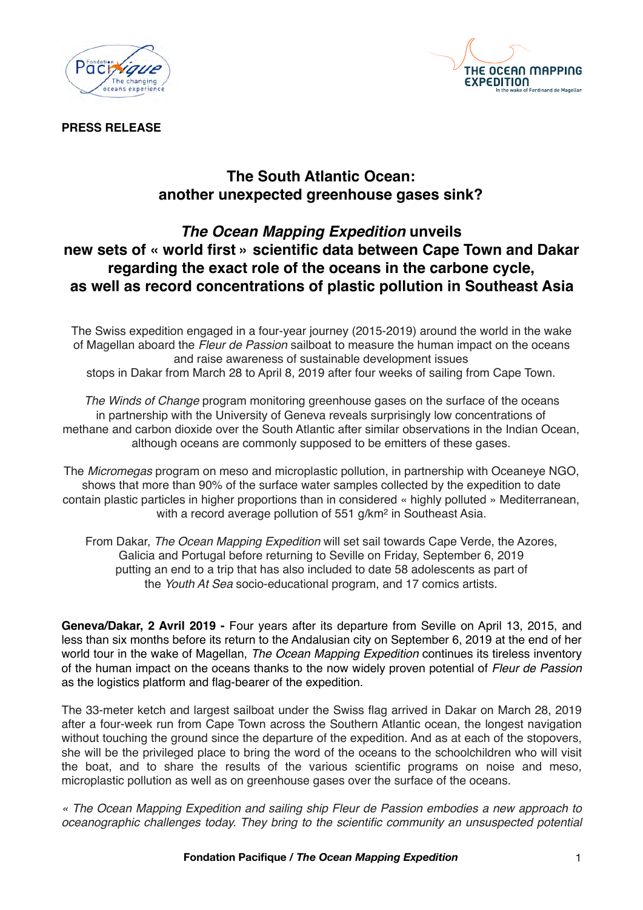**PRESS RELEASE**

# The South Atlantic Ocean: another unexpected greenhouse gases sink?

## *The Ocean Mapping Expedition* unveils new sets of « world first » scientific data between Cape Town and Dakar regarding the exact role of the oceans in the carbone cycle, as well as record concentrations of plastic pollution in Southeast Asia

The Swiss expedition engaged in a four-year journey (2015-2019) around the world in the wake of Magellan aboard the *Fleur de Passion* sailboat to measure the human impact on the oceans and raise awareness of sustainable development issues stops in Dakar from March 28 to April 8, 2019 after four weeks of sailing from Cape Town.

*The Winds of Change* program monitoring greenhouse gases on the surface of the oceans in partnership with the University of Geneva reveals surprisingly low concentrations of methane and carbon dioxide over the South Atlantic after similar observations in the Indian Ocean, although oceans are commonly supposed to be emitters of these gases.

The *Micromegas* program on meso and microplastic pollution, in partnership with Oceaneye NGO, shows that more than 90% of the surface water samples collected by the expedition to date contain plastic particles in higher proportions than in considered « highly polluted » Mediterranean, with a record average pollution of 551 g/km$^2$ in Southeast Asia.

From Dakar, *The Ocean Mapping Expedition* will set sail towards Cape Verde, the Azores, Galicia and Portugal before returning to Seville on Friday, September 6, 2019 putting an end to a trip that has also included to date 58 adolescents as part of the *Youth At Sea* socio-educational program, and 17 comics artists.

**Geneva/Dakar, 2 Avril 2019 -** Four years after its departure from Seville on April 13, 2015, and less than six months before its return to the Andalusian city on September 6, 2019 at the end of her world tour in the wake of Magellan, *The Ocean Mapping Expedition* continues its tireless inventory of the human impact on the oceans thanks to the now widely proven potential of *Fleur de Passion* as the logistics platform and flag-bearer of the expedition.

The 33-meter ketch and largest sailboat under the Swiss flag arrived in Dakar on March 28, 2019 after a four-week run from Cape Town across the Southern Atlantic ocean, the longest navigation without touching the ground since the departure of the expedition. And as at each of the stopovers, she will be the privileged place to bring the word of the oceans to the schoolchildren who will visit the boat, and to share the results of the various scientific programs on noise and meso, microplastic pollution as well as on greenhouse gases over the surface of the oceans.

*« The Ocean Mapping Expedition and sailing ship Fleur de Passion embodies a new approach to oceanographic challenges today. They bring to the scientific community an unsuspected potential*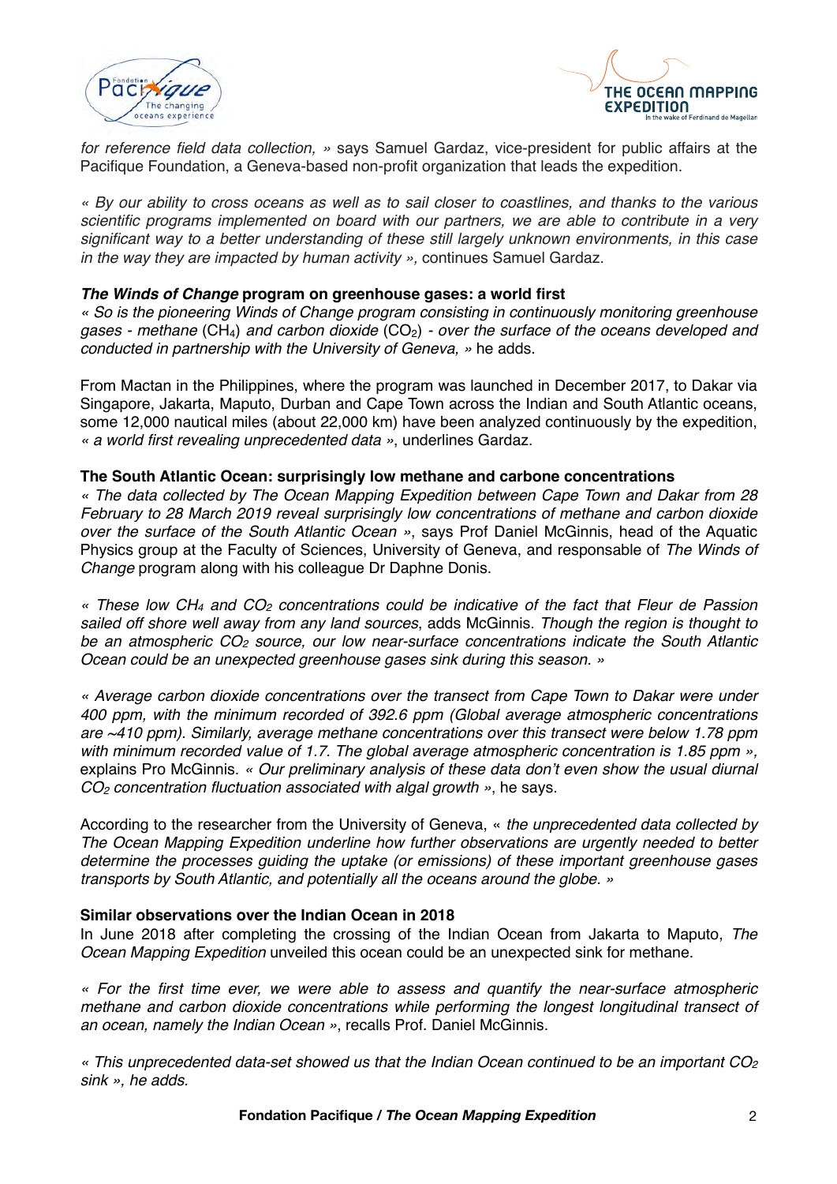*for reference field data collection, »* says Samuel Gardaz, vice-president for public affairs at the Pacifique Foundation, a Geneva-based non-profit organization that leads the expedition.

*« By our ability to cross oceans as well as to sail closer to coastlines, and thanks to the various scientific programs implemented on board with our partners, we are able to contribute in a very significant way to a better understanding of these still largely unknown environments, in this case in the way they are impacted by human activity »,* continues Samuel Gardaz.

### ***The Winds of Change* program on greenhouse gases: a world first**

*« So is the pioneering Winds of Change program consisting in continuously monitoring greenhouse gases - methane* ($CH_4$) *and carbon dioxide* ($CO_2$) *- over the surface of the oceans developed and conducted in partnership with the University of Geneva, »* he adds.

From Mactan in the Philippines, where the program was launched in December 2017, to Dakar via Singapore, Jakarta, Maputo, Durban and Cape Town across the Indian and South Atlantic oceans, some 12,000 nautical miles (about 22,000 km) have been analyzed continuously by the expedition, *« a world first revealing unprecedented data »*, underlines Gardaz.

### **The South Atlantic Ocean: surprisingly low methane and carbone concentrations**

*« The data collected by The Ocean Mapping Expedition between Cape Town and Dakar from 28 February to 28 March 2019 reveal surprisingly low concentrations of methane and carbon dioxide over the surface of the South Atlantic Ocean »*, says Prof Daniel McGinnis, head of the Aquatic Physics group at the Faculty of Sciences, University of Geneva, and responsable of *The Winds of Change* program along with his colleague Dr Daphne Donis.

*« These low $CH_4$ and $CO_2$ concentrations could be indicative of the fact that Fleur de Passion sailed off shore well away from any land sources*, adds McGinnis. *Though the region is thought to be an atmospheric $CO_2$ source, our low near-surface concentrations indicate the South Atlantic Ocean could be an unexpected greenhouse gases sink during this season. »*

*« Average carbon dioxide concentrations over the transect from Cape Town to Dakar were under 400 ppm, with the minimum recorded of 392.6 ppm (Global average atmospheric concentrations are ~410 ppm). Similarly, average methane concentrations over this transect were below 1.78 ppm with minimum recorded value of 1.7. The global average atmospheric concentration is 1.85 ppm »,* explains Pro McGinnis. *« Our preliminary analysis of these data don't even show the usual diurnal $CO_2$ concentration fluctuation associated with algal growth »*, he says.

According to the researcher from the University of Geneva, « *the unprecedented data collected by The Ocean Mapping Expedition underline how further observations are urgently needed to better determine the processes guiding the uptake (or emissions) of these important greenhouse gases transports by South Atlantic, and potentially all the oceans around the globe. »*

### **Similar observations over the Indian Ocean in 2018**

In June 2018 after completing the crossing of the Indian Ocean from Jakarta to Maputo, *The Ocean Mapping Expedition* unveiled this ocean could be an unexpected sink for methane.

*« For the first time ever, we were able to assess and quantify the near-surface atmospheric methane and carbon dioxide concentrations while performing the longest longitudinal transect of an ocean, namely the Indian Ocean »*, recalls Prof. Daniel McGinnis.

*« This unprecedented data-set showed us that the Indian Ocean continued to be an important $CO_2$ sink », he adds.*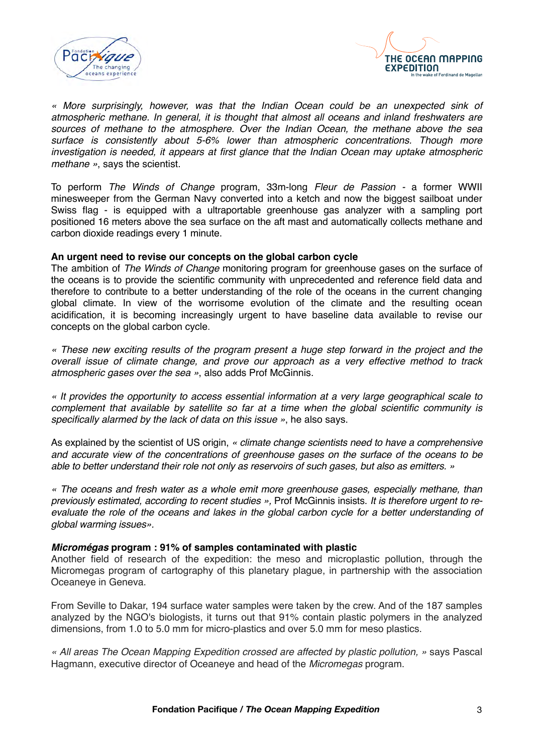*« More surprisingly, however, was that the Indian Ocean could be an unexpected sink of atmospheric methane. In general, it is thought that almost all oceans and inland freshwaters are sources of methane to the atmosphere. Over the Indian Ocean, the methane above the sea surface is consistently about 5-6% lower than atmospheric concentrations. Though more investigation is needed, it appears at first glance that the Indian Ocean may uptake atmospheric methane »*, says the scientist.

To perform *The Winds of Change* program, 33m-long *Fleur de Passion* - a former WWII minesweeper from the German Navy converted into a ketch and now the biggest sailboat under Swiss flag - is equipped with a ultraportable greenhouse gas analyzer with a sampling port positioned 16 meters above the sea surface on the aft mast and automatically collects methane and carbon dioxide readings every 1 minute.

**An urgent need to revise our concepts on the global carbon cycle**

The ambition of *The Winds of Change* monitoring program for greenhouse gases on the surface of the oceans is to provide the scientific community with unprecedented and reference field data and therefore to contribute to a better understanding of the role of the oceans in the current changing global climate. In view of the worrisome evolution of the climate and the resulting ocean acidification, it is becoming increasingly urgent to have baseline data available to revise our concepts on the global carbon cycle.

*« These new exciting results of the program present a huge step forward in the project and the overall issue of climate change, and prove our approach as a very effective method to track atmospheric gases over the sea »*, also adds Prof McGinnis.

*« It provides the opportunity to access essential information at a very large geographical scale to complement that available by satellite so far at a time when the global scientific community is specifically alarmed by the lack of data on this issue »*, he also says.

As explained by the scientist of US origin, *« climate change scientists need to have a comprehensive and accurate view of the concentrations of greenhouse gases on the surface of the oceans to be able to better understand their role not only as reservoirs of such gases, but also as emitters. »*

*« The oceans and fresh water as a whole emit more greenhouse gases, especially methane, than previously estimated, according to recent studies »,* Prof McGinnis insists. *It is therefore urgent to re-evaluate the role of the oceans and lakes in the global carbon cycle for a better understanding of global warming issues».*

***Micromégas* program : 91% of samples contaminated with plastic**

Another field of research of the expedition: the meso and microplastic pollution, through the Micromegas program of cartography of this planetary plague, in partnership with the association Oceaneye in Geneva.

From Seville to Dakar, 194 surface water samples were taken by the crew. And of the 187 samples analyzed by the NGO's biologists, it turns out that 91% contain plastic polymers in the analyzed dimensions, from 1.0 to 5.0 mm for micro-plastics and over 5.0 mm for meso plastics.

*« All areas The Ocean Mapping Expedition crossed are affected by plastic pollution, »* says Pascal Hagmann, executive director of Oceaneye and head of the *Micromegas* program.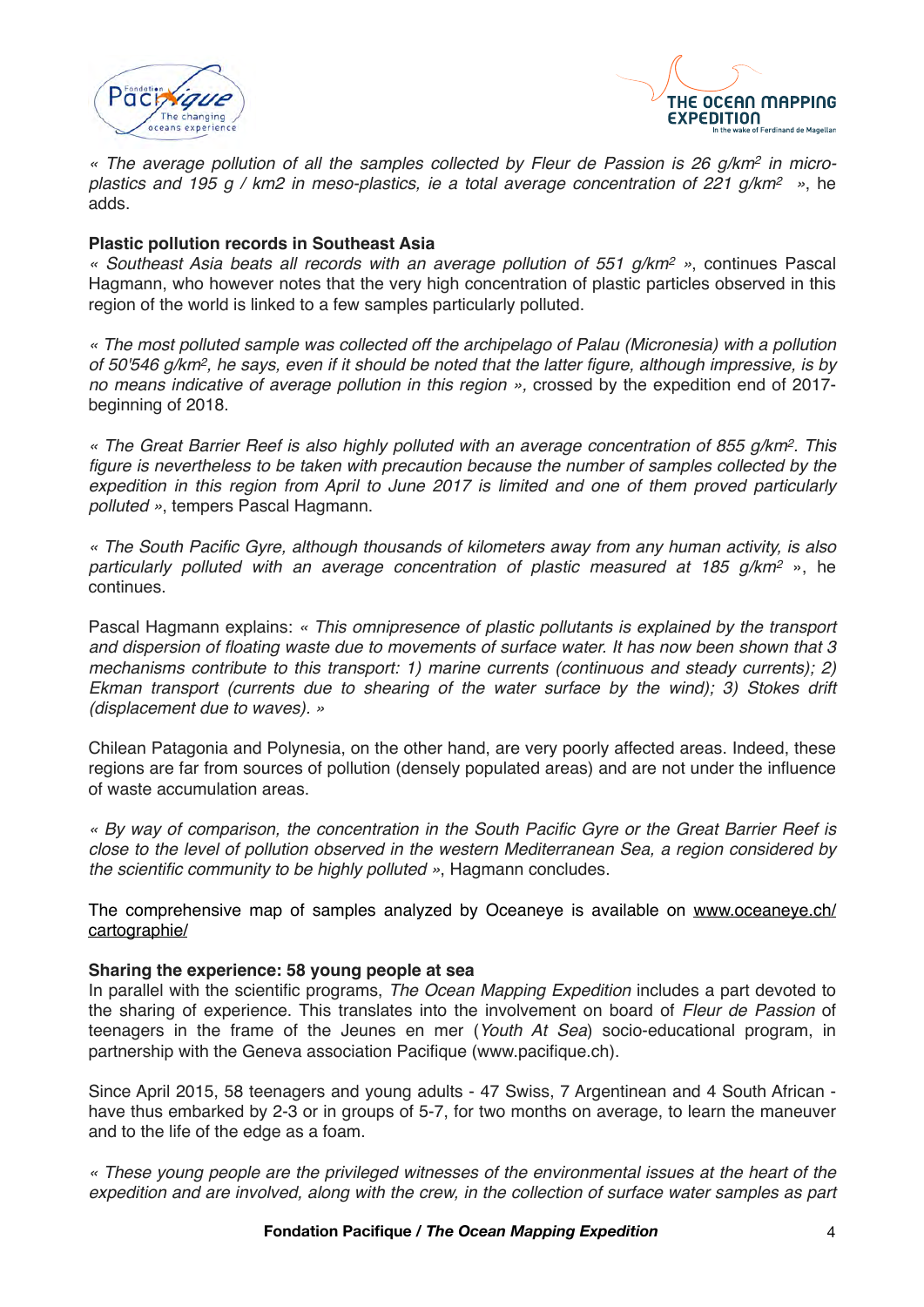*« The average pollution of all the samples collected by Fleur de Passion is 26 g/km$^2$ in micro-plastics and 195 g / km2 in meso-plastics, ie a total average concentration of 221 g/km$^2$ »*, he adds.

**Plastic pollution records in Southeast Asia**

*« Southeast Asia beats all records with an average pollution of 551 g/km$^2$ »*, continues Pascal Hagmann, who however notes that the very high concentration of plastic particles observed in this region of the world is linked to a few samples particularly polluted.

*« The most polluted sample was collected off the archipelago of Palau (Micronesia) with a pollution of 50'546 g/km$^2$, he says, even if it should be noted that the latter figure, although impressive, is by no means indicative of average pollution in this region »,* crossed by the expedition end of 2017-beginning of 2018.

*« The Great Barrier Reef is also highly polluted with an average concentration of 855 g/km$^2$. This figure is nevertheless to be taken with precaution because the number of samples collected by the expedition in this region from April to June 2017 is limited and one of them proved particularly polluted »*, tempers Pascal Hagmann.

*« The South Pacific Gyre, although thousands of kilometers away from any human activity, is also particularly polluted with an average concentration of plastic measured at 185 g/km$^2$* », he continues.

Pascal Hagmann explains: *« This omnipresence of plastic pollutants is explained by the transport and dispersion of floating waste due to movements of surface water. It has now been shown that 3 mechanisms contribute to this transport: 1) marine currents (continuous and steady currents); 2) Ekman transport (currents due to shearing of the water surface by the wind); 3) Stokes drift (displacement due to waves). »*

Chilean Patagonia and Polynesia, on the other hand, are very poorly affected areas. Indeed, these regions are far from sources of pollution (densely populated areas) and are not under the influence of waste accumulation areas.

*« By way of comparison, the concentration in the South Pacific Gyre or the Great Barrier Reef is close to the level of pollution observed in the western Mediterranean Sea, a region considered by the scientific community to be highly polluted »*, Hagmann concludes.

The comprehensive map of samples analyzed by Oceaneye is available on www.oceaneye.ch/cartographie/

**Sharing the experience: 58 young people at sea**

In parallel with the scientific programs, *The Ocean Mapping Expedition* includes a part devoted to the sharing of experience. This translates into the involvement on board of *Fleur de Passion* of teenagers in the frame of the Jeunes en mer (*Youth At Sea*) socio-educational program, in partnership with the Geneva association Pacifique (www.pacifique.ch).

Since April 2015, 58 teenagers and young adults - 47 Swiss, 7 Argentinean and 4 South African - have thus embarked by 2-3 or in groups of 5-7, for two months on average, to learn the maneuver and to the life of the edge as a foam.

*« These young people are the privileged witnesses of the environmental issues at the heart of the expedition and are involved, along with the crew, in the collection of surface water samples as part*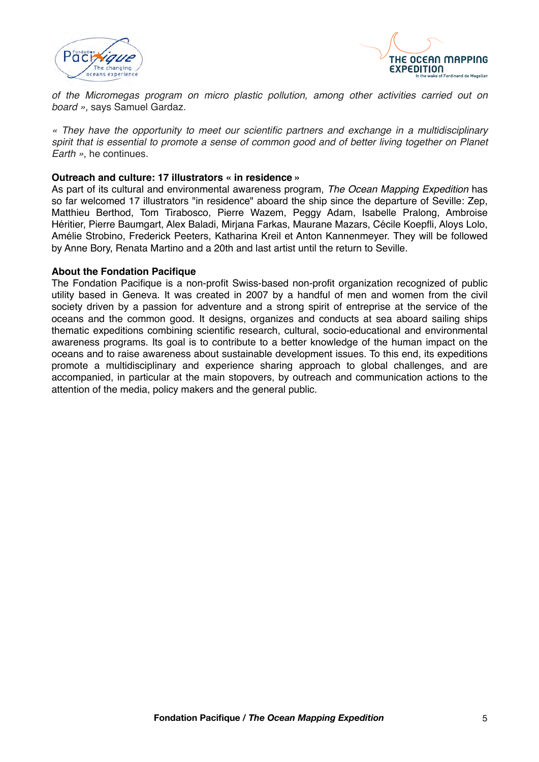*of the Micromegas program on micro plastic pollution, among other activities carried out on board »*, says Samuel Gardaz.

*« They have the opportunity to meet our scientific partners and exchange in a multidisciplinary spirit that is essential to promote a sense of common good and of better living together on Planet Earth »*, he continues.

**Outreach and culture: 17 illustrators « in residence »**

As part of its cultural and environmental awareness program, *The Ocean Mapping Expedition* has so far welcomed 17 illustrators "in residence" aboard the ship since the departure of Seville: Zep, Matthieu Berthod, Tom Tirabosco, Pierre Wazem, Peggy Adam, Isabelle Pralong, Ambroise Héritier, Pierre Baumgart, Alex Baladi, Mirjana Farkas, Maurane Mazars, Cécile Koepfli, Aloys Lolo, Amélie Strobino, Frederick Peeters, Katharina Kreil et Anton Kannenmeyer. They will be followed by Anne Bory, Renata Martino and a 20th and last artist until the return to Seville.

**About the Fondation Pacifique**

The Fondation Pacifique is a non-profit Swiss-based non-profit organization recognized of public utility based in Geneva. It was created in 2007 by a handful of men and women from the civil society driven by a passion for adventure and a strong spirit of entreprise at the service of the oceans and the common good. It designs, organizes and conducts at sea aboard sailing ships thematic expeditions combining scientific research, cultural, socio-educational and environmental awareness programs. Its goal is to contribute to a better knowledge of the human impact on the oceans and to raise awareness about sustainable development issues. To this end, its expeditions promote a multidisciplinary and experience sharing approach to global challenges, and are accompanied, in particular at the main stopovers, by outreach and communication actions to the attention of the media, policy makers and the general public.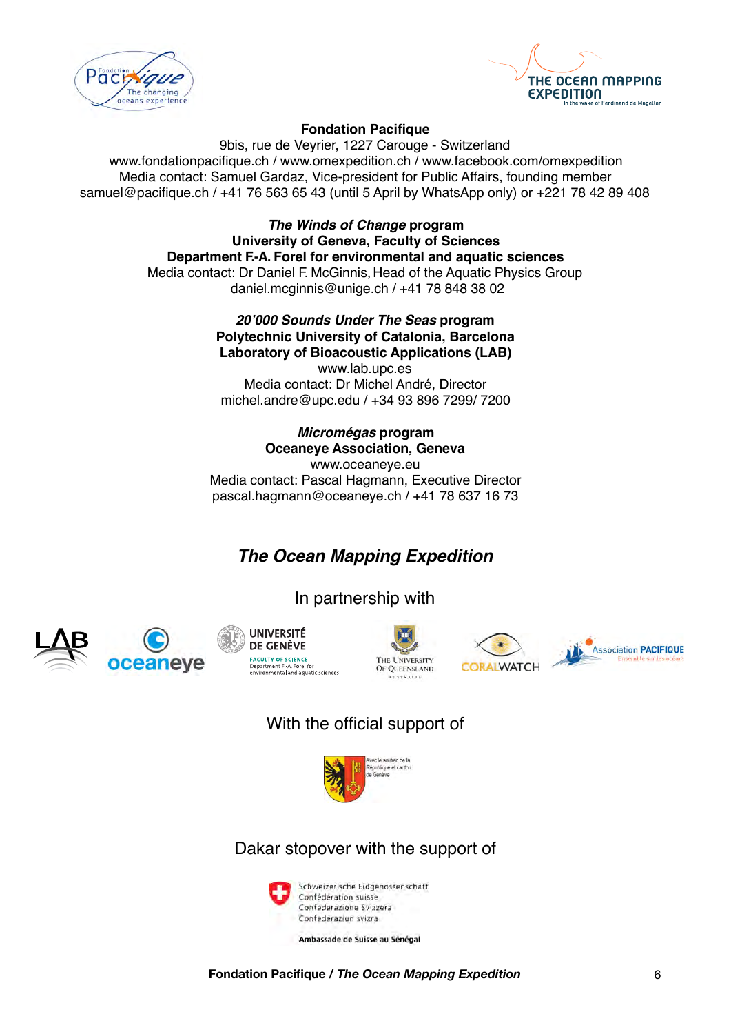**Fondation Pacifique**
9bis, rue de Veyrier, 1227 Carouge - Switzerland
www.fondationpacifique.ch / www.omexpedition.ch / www.facebook.com/omexpedition
Media contact: Samuel Gardaz, Vice-president for Public Affairs, founding member
samuel@pacifique.ch / +41 76 563 65 43 (until 5 April by WhatsApp only) or +221 78 42 89 408

***The Winds of Change* program**
**University of Geneva, Faculty of Sciences**
**Department F.-A. Forel for environmental and aquatic sciences**
Media contact: Dr Daniel F. McGinnis, Head of the Aquatic Physics Group
daniel.mcginnis@unige.ch / +41 78 848 38 02

***20'000 Sounds Under The Seas* program**
**Polytechnic University of Catalonia, Barcelona**
**Laboratory of Bioacoustic Applications (LAB)**
www.lab.upc.es
Media contact: Dr Michel André, Director
michel.andre@upc.edu / +34 93 896 7299/ 7200

***Micromégas* program**
**Oceaneye Association, Geneva**
www.oceaneye.eu
Media contact: Pascal Hagmann, Executive Director
pascal.hagmann@oceaneye.ch / +41 78 637 16 73

## *The Ocean Mapping Expedition*

In partnership with

With the official support of

Dakar stopover with the support of